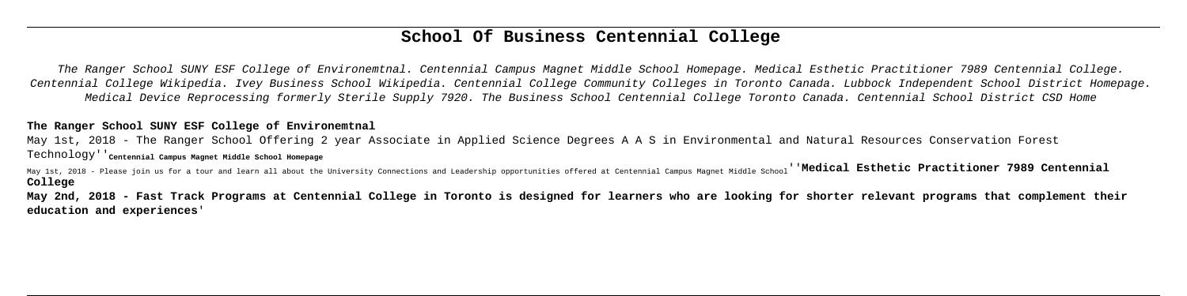# School Of Business Centennial College

The Ranger School SUNY ESF College of Environemtnal. Centennial Campus Magnet Middle School Homepage. Medical Esthetic Practitioner 7989 Centennial College. Centennial College Wikipedia. Ivey Business School Wikipedia. Centennial College Community Colleges in Toronto Canada. Lubbock Independent School District Homepage. Medical Device Reprocessing formerly Sterile Supply 7920. The Business School Centennial College Toronto Canada. Centennial School District CSD Home

**The Ranger School SUNY ESF College of Environemtnal**

May 1st, 2018 - The Ranger School Offering 2 year Associate in Applied Science Degrees A A S in Environmental and Natural Resources Conservation Forest Technology''**Centennial Campus Magnet Middle School Homepage**

May 1st, 2018 - Please join us for a tour and learn all about the University Connections and Leadership opportunities offered at Centennial Campus Magnet Middle School''**Medical Esthetic Practitioner 7989 Centennial College**

**May 2nd, 2018 - Fast Track Programs at Centennial College in Toronto is designed for learners who are looking for shorter relevant programs that complement their education and experiences'**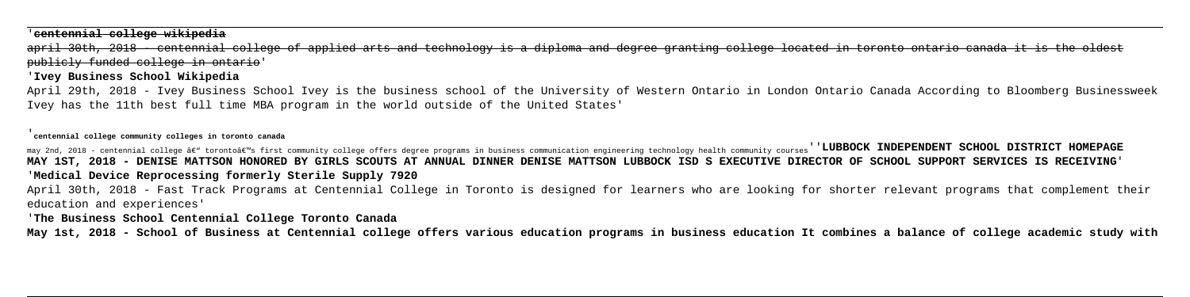'**centennial college wikipedia**

~~april 30th, 2018 - centennial college of applied arts and technology is a diploma and degree granting college located in toronto ontario canada it is the oldest publicly funded college in ontario~~'

'**Ivey Business School Wikipedia**

April 29th, 2018 - Ivey Business School Ivey is the business school of the University of Western Ontario in London Ontario Canada According to Bloomberg Businessweek Ivey has the 11th best full time MBA program in the world outside of the United States'

'**centennial college community colleges in toronto canada**

may 2nd, 2018 - centennial college â€" torontoâ€™s first community college offers degree programs in business communication engineering technology health community courses''**LUBBOCK INDEPENDENT SCHOOL DISTRICT HOMEPAGE**

**MAY 1ST, 2018 - DENISE MATTSON HONORED BY GIRLS SCOUTS AT ANNUAL DINNER DENISE MATTSON LUBBOCK ISD S EXECUTIVE DIRECTOR OF SCHOOL SUPPORT SERVICES IS RECEIVING**'

'**Medical Device Reprocessing formerly Sterile Supply 7920**

April 30th, 2018 - Fast Track Programs at Centennial College in Toronto is designed for learners who are looking for shorter relevant programs that complement their education and experiences'

'**The Business School Centennial College Toronto Canada**

**May 1st, 2018 - School of Business at Centennial college offers various education programs in business education It combines a balance of college academic study with**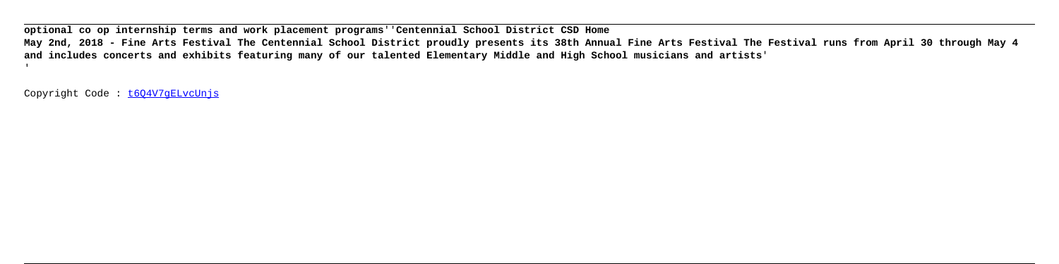**optional co op internship terms and work placement programs''Centennial School District CSD Home**
**May 2nd, 2018 - Fine Arts Festival The Centennial School District proudly presents its 38th Annual Fine Arts Festival The Festival runs from April 30 through May 4 and includes concerts and exhibits featuring many of our talented Elementary Middle and High School musicians and artists'**
'

Copyright Code : t6Q4V7gELvcUnjs